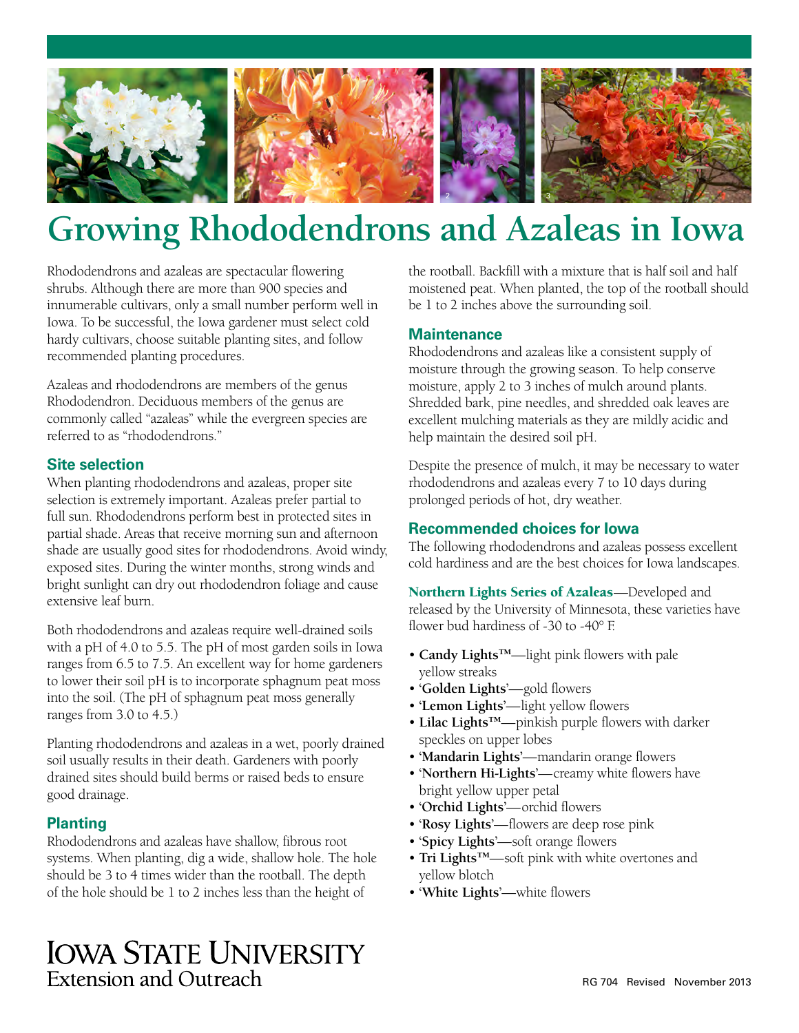# Growing Rhododendrons and Azaleas in Iowa

Rhododendrons and azaleas are spectacular flowering shrubs. Although there are more than 900 species and innumerable cultivars, only a small number perform well in Iowa. To be successful, the Iowa gardener must select cold hardy cultivars, choose suitable planting sites, and follow recommended planting procedures.

Azaleas and rhododendrons are members of the genus Rhododendron. Deciduous members of the genus are commonly called "azaleas" while the evergreen species are referred to as "rhododendrons."

## Site selection

When planting rhododendrons and azaleas, proper site selection is extremely important. Azaleas prefer partial to full sun. Rhododendrons perform best in protected sites in partial shade. Areas that receive morning sun and afternoon shade are usually good sites for rhododendrons. Avoid windy, exposed sites. During the winter months, strong winds and bright sunlight can dry out rhododendron foliage and cause extensive leaf burn.

Both rhododendrons and azaleas require well-drained soils with a pH of 4.0 to 5.5. The pH of most garden soils in Iowa ranges from 6.5 to 7.5. An excellent way for home gardeners to lower their soil pH is to incorporate sphagnum peat moss into the soil. (The pH of sphagnum peat moss generally ranges from 3.0 to 4.5.)

Planting rhododendrons and azaleas in a wet, poorly drained soil usually results in their death. Gardeners with poorly drained sites should build berms or raised beds to ensure good drainage.

## Planting

Rhododendrons and azaleas have shallow, fibrous root systems. When planting, dig a wide, shallow hole. The hole should be 3 to 4 times wider than the rootball. The depth of the hole should be 1 to 2 inches less than the height of the rootball. Backfill with a mixture that is half soil and half moistened peat. When planted, the top of the rootball should be 1 to 2 inches above the surrounding soil.

## Maintenance

Rhododendrons and azaleas like a consistent supply of moisture through the growing season. To help conserve moisture, apply 2 to 3 inches of mulch around plants. Shredded bark, pine needles, and shredded oak leaves are excellent mulching materials as they are mildly acidic and help maintain the desired soil pH.

Despite the presence of mulch, it may be necessary to water rhododendrons and azaleas every 7 to 10 days during prolonged periods of hot, dry weather.

## Recommended choices for Iowa

The following rhododendrons and azaleas possess excellent cold hardiness and are the best choices for Iowa landscapes.

**Northern Lights Series of Azaleas**—Developed and released by the University of Minnesota, these varieties have flower bud hardiness of -30 to -40° F.

- **Candy Lights™**—light pink flowers with pale yellow streaks
- **'Golden Lights'**—gold flowers
- **'Lemon Lights'**—light yellow flowers
- **Lilac Lights™**—pinkish purple flowers with darker speckles on upper lobes
- **'Mandarin Lights'**—mandarin orange flowers
- **'Northern Hi-Lights'**—creamy white flowers have bright yellow upper petal
- **'Orchid Lights'**—orchid flowers
- **'Rosy Lights'**—flowers are deep rose pink
- **'Spicy Lights'**—soft orange flowers
- **Tri Lights™**—soft pink with white overtones and yellow blotch
- **'White Lights'**—white flowers

Iowa State University Extension and Outreach

RG 704 Revised November 2013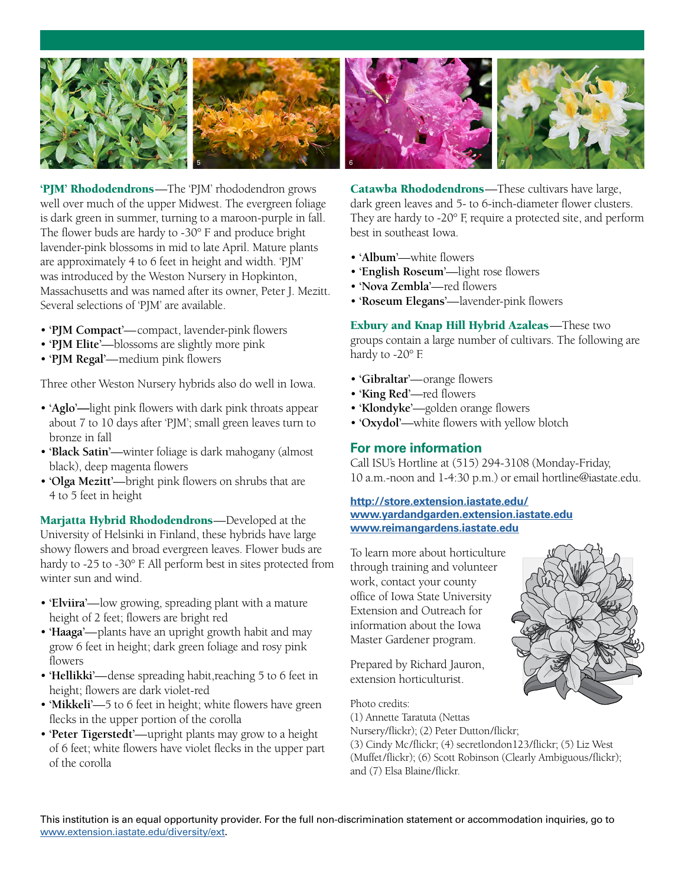**'PJM' Rhododendrons**—The 'PJM' rhododendron grows well over much of the upper Midwest. The evergreen foliage is dark green in summer, turning to a maroon-purple in fall. The flower buds are hardy to -30° F and produce bright lavender-pink blossoms in mid to late April. Mature plants are approximately 4 to 6 feet in height and width. 'PJM' was introduced by the Weston Nursery in Hopkinton, Massachusetts and was named after its owner, Peter J. Mezitt. Several selections of 'PJM' are available.

- **'PJM Compact'**—compact, lavender-pink flowers
- **'PJM Elite'**—blossoms are slightly more pink
- **'PJM Regal'**—medium pink flowers

Three other Weston Nursery hybrids also do well in Iowa.

- **'Aglo'—**light pink flowers with dark pink throats appear about 7 to 10 days after 'PJM'; small green leaves turn to bronze in fall
- **'Black Satin'**—winter foliage is dark mahogany (almost black), deep magenta flowers
- **'Olga Mezitt'**—bright pink flowers on shrubs that are 4 to 5 feet in height

**Marjatta Hybrid Rhododendrons**—Developed at the University of Helsinki in Finland, these hybrids have large showy flowers and broad evergreen leaves. Flower buds are hardy to -25 to -30° F. All perform best in sites protected from winter sun and wind.

- **'Elviira'**—low growing, spreading plant with a mature height of 2 feet; flowers are bright red
- **'Haaga'**—plants have an upright growth habit and may grow 6 feet in height; dark green foliage and rosy pink flowers
- **'Hellikki'**—dense spreading habit,reaching 5 to 6 feet in height; flowers are dark violet-red
- **'Mikkeli'**—5 to 6 feet in height; white flowers have green flecks in the upper portion of the corolla
- **'Peter Tigerstedt'**—upright plants may grow to a height of 6 feet; white flowers have violet flecks in the upper part of the corolla

**Catawba Rhododendrons**—These cultivars have large, dark green leaves and 5- to 6-inch-diameter flower clusters. They are hardy to -20° F, require a protected site, and perform best in southeast Iowa.

- **'Album'**—white flowers
- **'English Roseum'**—light rose flowers
- **'Nova Zembla'**—red flowers
- **'Roseum Elegans'**—lavender-pink flowers

**Exbury and Knap Hill Hybrid Azaleas**—These two groups contain a large number of cultivars. The following are hardy to -20° F.

- **'Gibraltar'**—orange flowers
- **'King Red'**—red flowers
- **'Klondyke'**—golden orange flowers
- **'Oxydol'**—white flowers with yellow blotch

## For more information

Call ISU's Hortline at (515) 294-3108 (Monday-Friday, 10 a.m.-noon and 1-4:30 p.m.) or email hortline@iastate.edu.

http://store.extension.iastate.edu/
www.yardandgarden.extension.iastate.edu
www.reimangardens.iastate.edu

To learn more about horticulture through training and volunteer work, contact your county office of Iowa State University Extension and Outreach for information about the Iowa Master Gardener program.

Prepared by Richard Jauron, extension horticulturist.

Photo credits:
(1) Annette Taratuta (Nettas Nursery/flickr); (2) Peter Dutton/flickr; (3) Cindy Mc/flickr; (4) secretlondon123/flickr; (5) Liz West (Muffet/flickr); (6) Scott Robinson (Clearly Ambiguous/flickr); and (7) Elsa Blaine/flickr.

This institution is an equal opportunity provider. For the full non-discrimination statement or accommodation inquiries, go to www.extension.iastate.edu/diversity/ext.